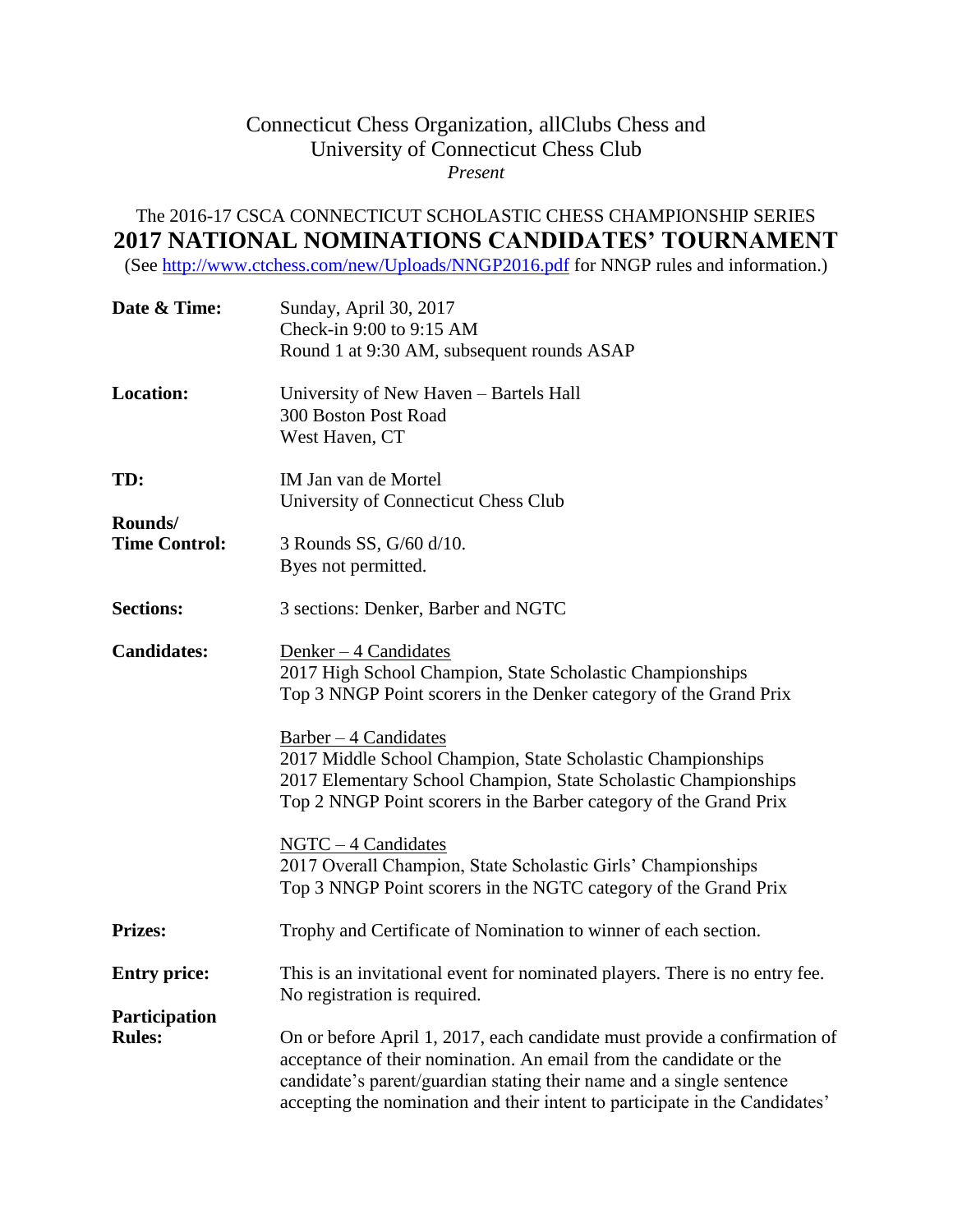Connecticut Chess Organization, allClubs Chess and
University of Connecticut Chess Club
*Present*

The 2016-17 CSCA CONNECTICUT SCHOLASTIC CHESS CHAMPIONSHIP SERIES

# 2017 NATIONAL NOMINATIONS CANDIDATES' TOURNAMENT

(See http://www.ctchess.com/new/Uploads/NNGP2016.pdf for NNGP rules and information.)

**Date & Time:** Sunday, April 30, 2017
Check-in 9:00 to 9:15 AM
Round 1 at 9:30 AM, subsequent rounds ASAP

**Location:** University of New Haven – Bartels Hall
300 Boston Post Road
West Haven, CT

**TD:** IM Jan van de Mortel
University of Connecticut Chess Club

**Rounds/ Time Control:** 3 Rounds SS, G/60 d/10.
Byes not permitted.

**Sections:** 3 sections: Denker, Barber and NGTC

**Candidates:**

Denker – 4 Candidates
2017 High School Champion, State Scholastic Championships
Top 3 NNGP Point scorers in the Denker category of the Grand Prix

Barber – 4 Candidates
2017 Middle School Champion, State Scholastic Championships
2017 Elementary School Champion, State Scholastic Championships
Top 2 NNGP Point scorers in the Barber category of the Grand Prix

NGTC – 4 Candidates
2017 Overall Champion, State Scholastic Girls' Championships
Top 3 NNGP Point scorers in the NGTC category of the Grand Prix

**Prizes:** Trophy and Certificate of Nomination to winner of each section.

**Entry price:** This is an invitational event for nominated players. There is no entry fee. No registration is required.

**Participation Rules:** On or before April 1, 2017, each candidate must provide a confirmation of acceptance of their nomination. An email from the candidate or the candidate's parent/guardian stating their name and a single sentence accepting the nomination and their intent to participate in the Candidates'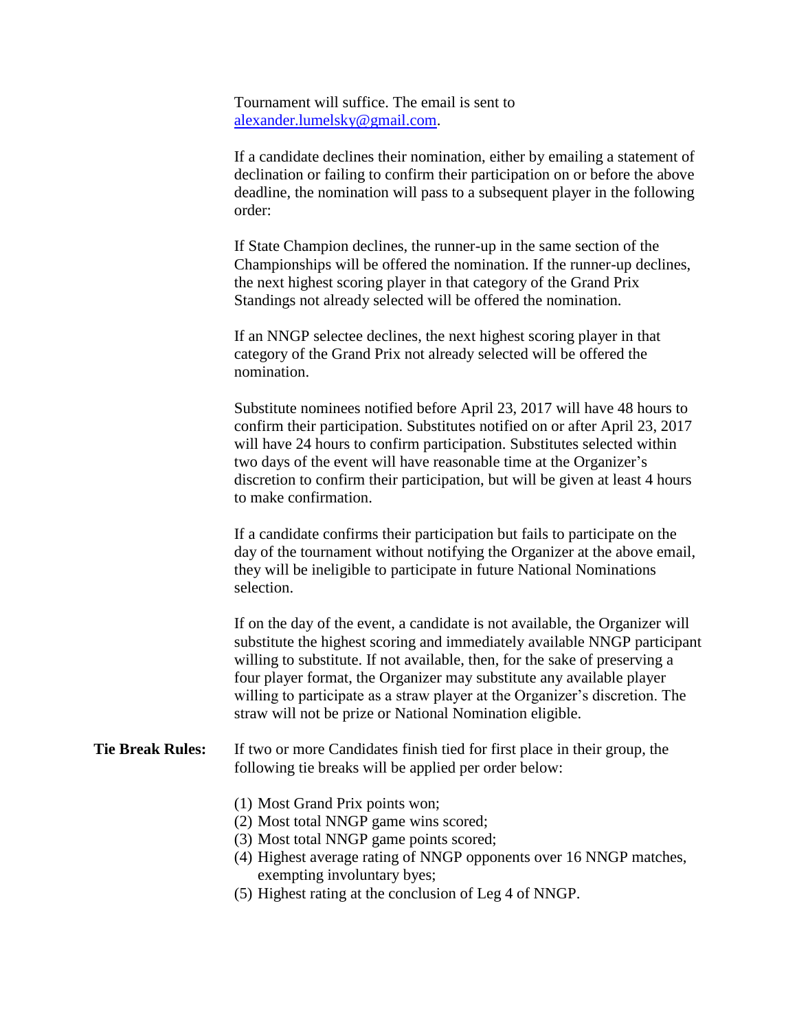Tournament will suffice. The email is sent to [alexander.lumelsky@gmail.com](mailto:alexander.lumelsky@gmail.com).

If a candidate declines their nomination, either by emailing a statement of declination or failing to confirm their participation on or before the above deadline, the nomination will pass to a subsequent player in the following order:

If State Champion declines, the runner-up in the same section of the Championships will be offered the nomination. If the runner-up declines, the next highest scoring player in that category of the Grand Prix Standings not already selected will be offered the nomination.

If an NNGP selectee declines, the next highest scoring player in that category of the Grand Prix not already selected will be offered the nomination.

Substitute nominees notified before April 23, 2017 will have 48 hours to confirm their participation. Substitutes notified on or after April 23, 2017 will have 24 hours to confirm participation. Substitutes selected within two days of the event will have reasonable time at the Organizer's discretion to confirm their participation, but will be given at least 4 hours to make confirmation.

If a candidate confirms their participation but fails to participate on the day of the tournament without notifying the Organizer at the above email, they will be ineligible to participate in future National Nominations selection.

If on the day of the event, a candidate is not available, the Organizer will substitute the highest scoring and immediately available NNGP participant willing to substitute. If not available, then, for the sake of preserving a four player format, the Organizer may substitute any available player willing to participate as a straw player at the Organizer's discretion. The straw will not be prize or National Nomination eligible.

**Tie Break Rules:** If two or more Candidates finish tied for first place in their group, the following tie breaks will be applied per order below:

(1) Most Grand Prix points won;
(2) Most total NNGP game wins scored;
(3) Most total NNGP game points scored;
(4) Highest average rating of NNGP opponents over 16 NNGP matches, exempting involuntary byes;
(5) Highest rating at the conclusion of Leg 4 of NNGP.